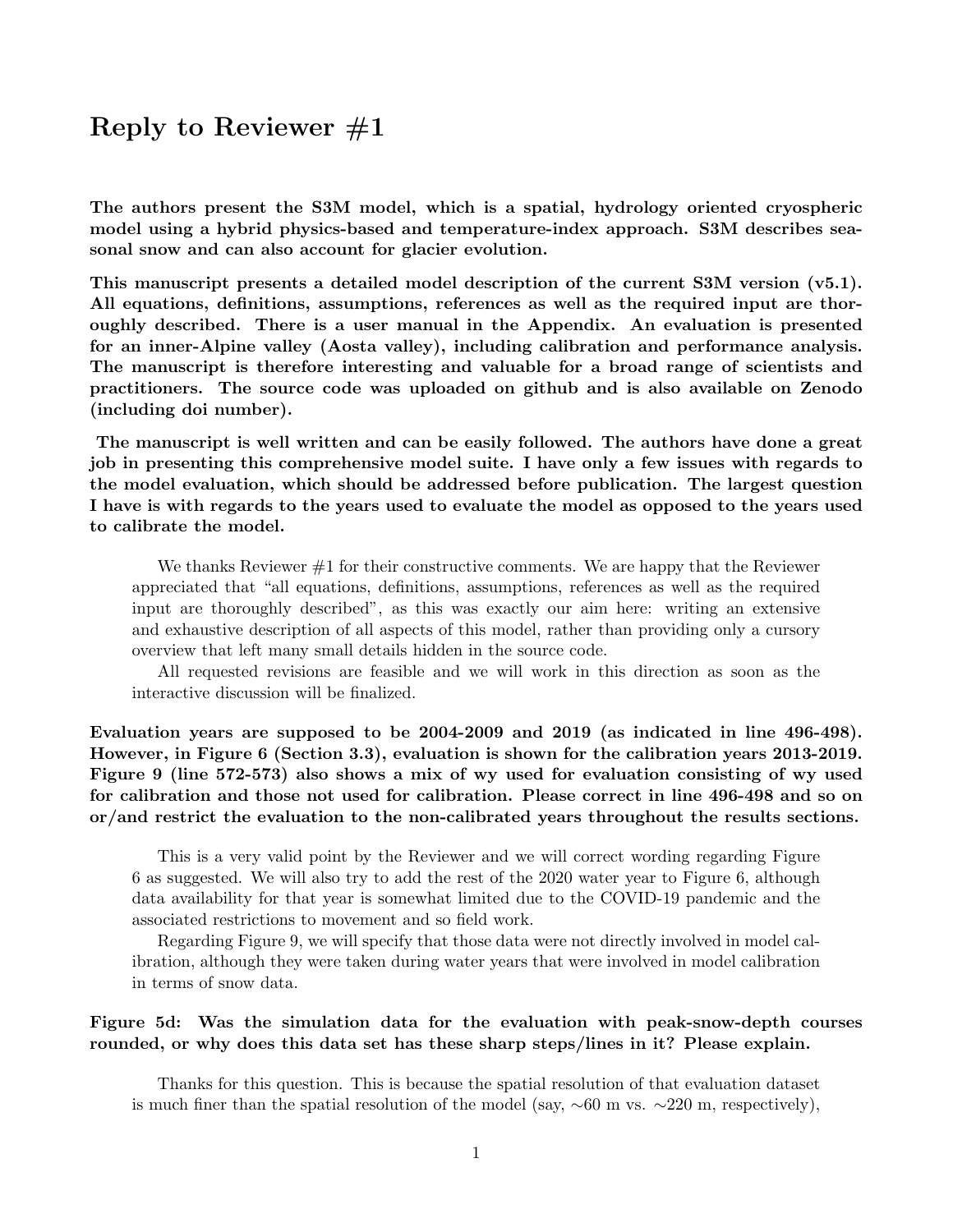# Reply to Reviewer #1

**The authors present the S3M model, which is a spatial, hydrology oriented cryospheric model using a hybrid physics-based and temperature-index approach. S3M describes seasonal snow and can also account for glacier evolution.**

**This manuscript presents a detailed model description of the current S3M version (v5.1). All equations, definitions, assumptions, references as well as the required input are thoroughly described. There is a user manual in the Appendix. An evaluation is presented for an inner-Alpine valley (Aosta valley), including calibration and performance analysis. The manuscript is therefore interesting and valuable for a broad range of scientists and practitioners. The source code was uploaded on github and is also available on Zenodo (including doi number).**

**The manuscript is well written and can be easily followed. The authors have done a great job in presenting this comprehensive model suite. I have only a few issues with regards to the model evaluation, which should be addressed before publication. The largest question I have is with regards to the years used to evaluate the model as opposed to the years used to calibrate the model.**

We thanks Reviewer #1 for their constructive comments. We are happy that the Reviewer appreciated that "all equations, definitions, assumptions, references as well as the required input are thoroughly described", as this was exactly our aim here: writing an extensive and exhaustive description of all aspects of this model, rather than providing only a cursory overview that left many small details hidden in the source code.

All requested revisions are feasible and we will work in this direction as soon as the interactive discussion will be finalized.

**Evaluation years are supposed to be 2004-2009 and 2019 (as indicated in line 496-498). However, in Figure 6 (Section 3.3), evaluation is shown for the calibration years 2013-2019. Figure 9 (line 572-573) also shows a mix of wy used for evaluation consisting of wy used for calibration and those not used for calibration. Please correct in line 496-498 and so on or/and restrict the evaluation to the non-calibrated years throughout the results sections.**

This is a very valid point by the Reviewer and we will correct wording regarding Figure 6 as suggested. We will also try to add the rest of the 2020 water year to Figure 6, although data availability for that year is somewhat limited due to the COVID-19 pandemic and the associated restrictions to movement and so field work.

Regarding Figure 9, we will specify that those data were not directly involved in model calibration, although they were taken during water years that were involved in model calibration in terms of snow data.

**Figure 5d: Was the simulation data for the evaluation with peak-snow-depth courses rounded, or why does this data set has these sharp steps/lines in it? Please explain.**

Thanks for this question. This is because the spatial resolution of that evaluation dataset is much finer than the spatial resolution of the model (say, $\sim$60 m vs. $\sim$220 m, respectively),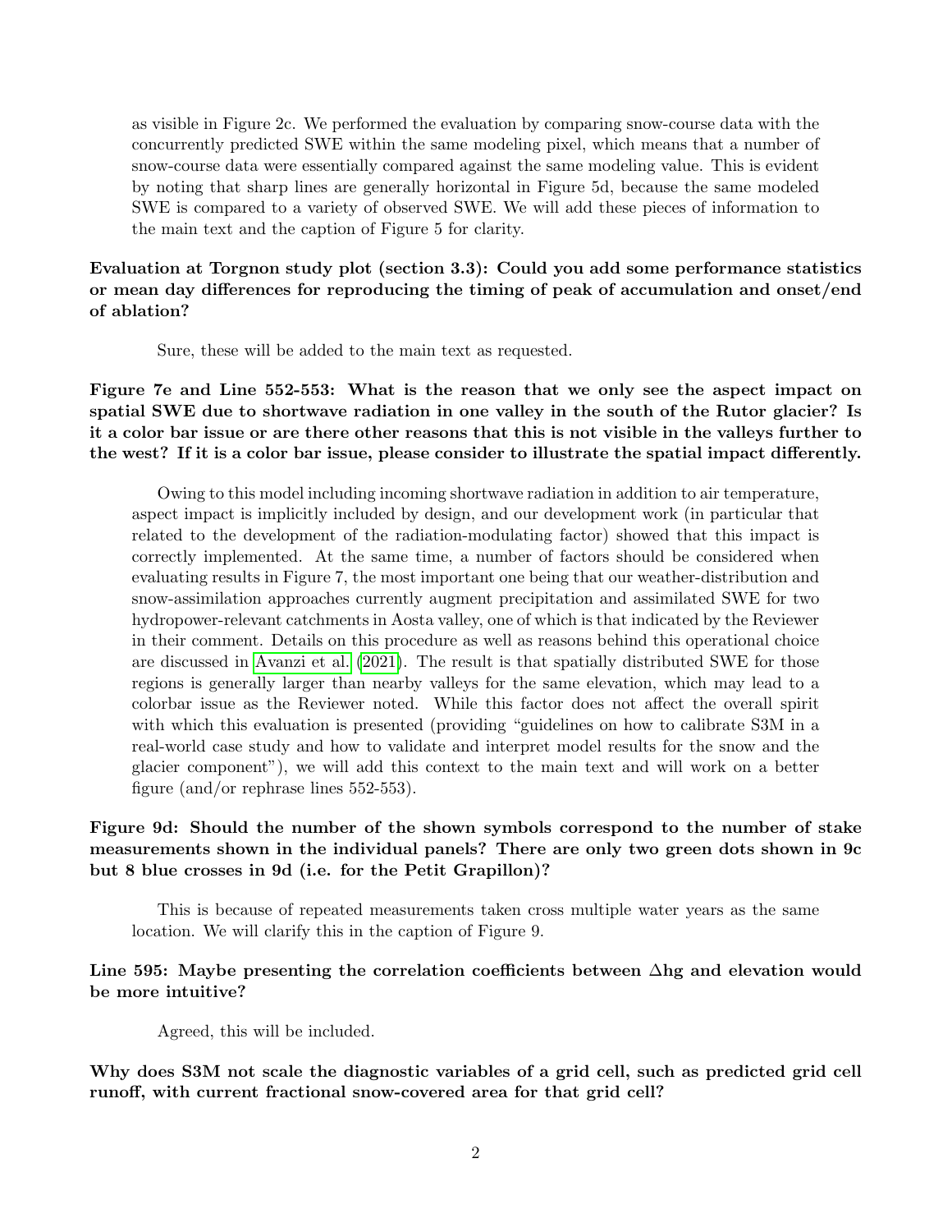as visible in Figure 2c. We performed the evaluation by comparing snow-course data with the concurrently predicted SWE within the same modeling pixel, which means that a number of snow-course data were essentially compared against the same modeling value. This is evident by noting that sharp lines are generally horizontal in Figure 5d, because the same modeled SWE is compared to a variety of observed SWE. We will add these pieces of information to the main text and the caption of Figure 5 for clarity.

**Evaluation at Torgnon study plot (section 3.3): Could you add some performance statistics or mean day differences for reproducing the timing of peak of accumulation and onset/end of ablation?**

Sure, these will be added to the main text as requested.

**Figure 7e and Line 552-553: What is the reason that we only see the aspect impact on spatial SWE due to shortwave radiation in one valley in the south of the Rutor glacier? Is it a color bar issue or are there other reasons that this is not visible in the valleys further to the west? If it is a color bar issue, please consider to illustrate the spatial impact differently.**

Owing to this model including incoming shortwave radiation in addition to air temperature, aspect impact is implicitly included by design, and our development work (in particular that related to the development of the radiation-modulating factor) showed that this impact is correctly implemented. At the same time, a number of factors should be considered when evaluating results in Figure 7, the most important one being that our weather-distribution and snow-assimilation approaches currently augment precipitation and assimilated SWE for two hydropower-relevant catchments in Aosta valley, one of which is that indicated by the Reviewer in their comment. Details on this procedure as well as reasons behind this operational choice are discussed in Avanzi et al. (2021). The result is that spatially distributed SWE for those regions is generally larger than nearby valleys for the same elevation, which may lead to a colorbar issue as the Reviewer noted. While this factor does not affect the overall spirit with which this evaluation is presented (providing "guidelines on how to calibrate S3M in a real-world case study and how to validate and interpret model results for the snow and the glacier component"), we will add this context to the main text and will work on a better figure (and/or rephrase lines 552-553).

**Figure 9d: Should the number of the shown symbols correspond to the number of stake measurements shown in the individual panels? There are only two green dots shown in 9c but 8 blue crosses in 9d (i.e. for the Petit Grapillon)?**

This is because of repeated measurements taken cross multiple water years as the same location. We will clarify this in the caption of Figure 9.

**Line 595: Maybe presenting the correlation coefficients between $\Delta$hg and elevation would be more intuitive?**

Agreed, this will be included.

**Why does S3M not scale the diagnostic variables of a grid cell, such as predicted grid cell runoff, with current fractional snow-covered area for that grid cell?**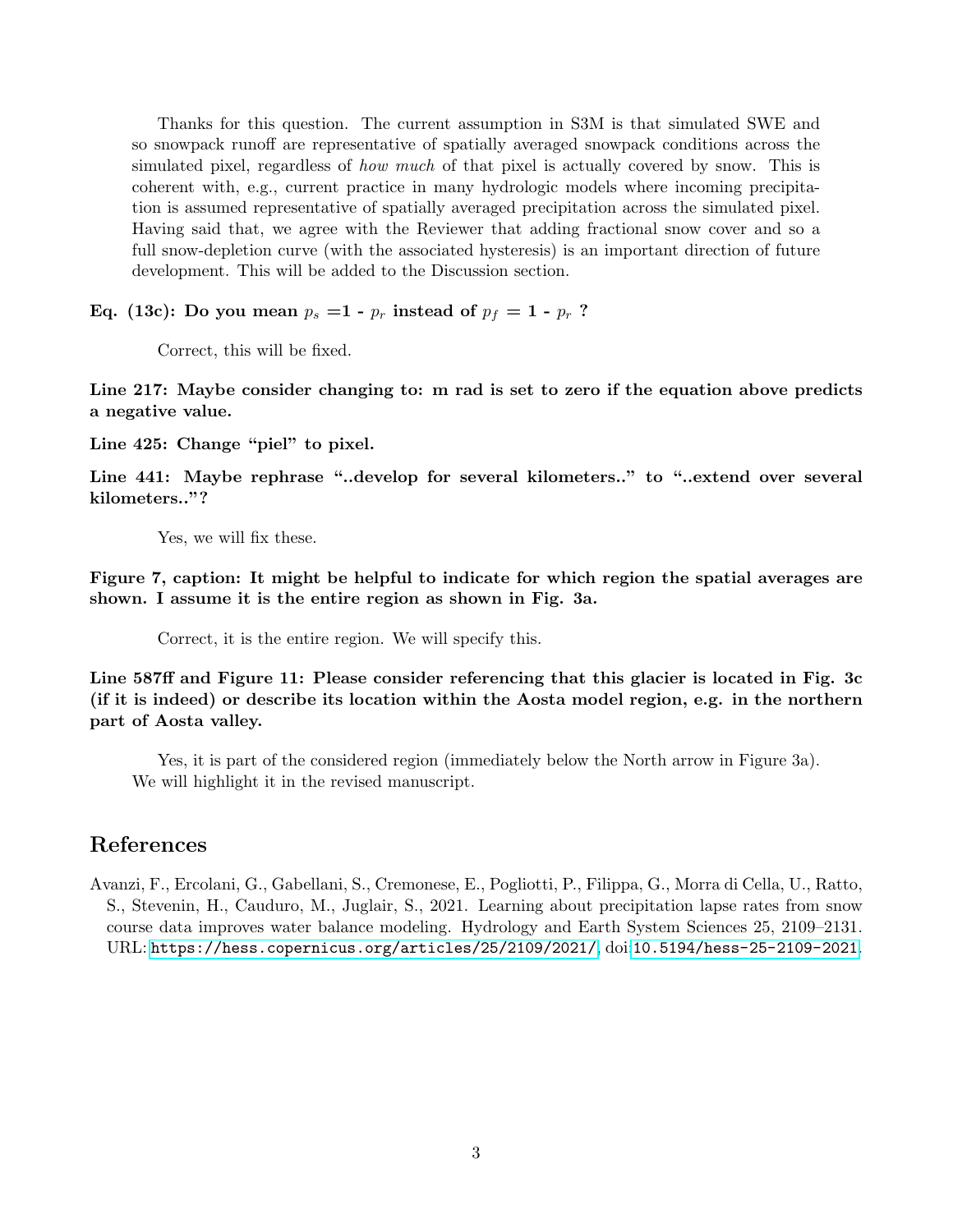Thanks for this question. The current assumption in S3M is that simulated SWE and so snowpack runoff are representative of spatially averaged snowpack conditions across the simulated pixel, regardless of *how much* of that pixel is actually covered by snow. This is coherent with, e.g., current practice in many hydrologic models where incoming precipitation is assumed representative of spatially averaged precipitation across the simulated pixel. Having said that, we agree with the Reviewer that adding fractional snow cover and so a full snow-depletion curve (with the associated hysteresis) is an important direction of future development. This will be added to the Discussion section.

**Eq. (13c): Do you mean $p_s$ =1 - $p_r$ instead of $p_f$ = 1 - $p_r$ ?**

Correct, this will be fixed.

**Line 217: Maybe consider changing to: m rad is set to zero if the equation above predicts a negative value.**

**Line 425: Change "piel" to pixel.**

**Line 441: Maybe rephrase "..develop for several kilometers.." to "..extend over several kilometers.."?**

Yes, we will fix these.

**Figure 7, caption: It might be helpful to indicate for which region the spatial averages are shown. I assume it is the entire region as shown in Fig. 3a.**

Correct, it is the entire region. We will specify this.

**Line 587ff and Figure 11: Please consider referencing that this glacier is located in Fig. 3c (if it is indeed) or describe its location within the Aosta model region, e.g. in the northern part of Aosta valley.**

Yes, it is part of the considered region (immediately below the North arrow in Figure 3a). We will highlight it in the revised manuscript.

## References

Avanzi, F., Ercolani, G., Gabellani, S., Cremonese, E., Pogliotti, P., Filippa, G., Morra di Cella, U., Ratto, S., Stevenin, H., Cauduro, M., Juglair, S., 2021. Learning about precipitation lapse rates from snow course data improves water balance modeling. Hydrology and Earth System Sciences 25, 2109–2131. URL: https://hess.copernicus.org/articles/25/2109/2021/, doi:10.5194/hess-25-2109-2021.